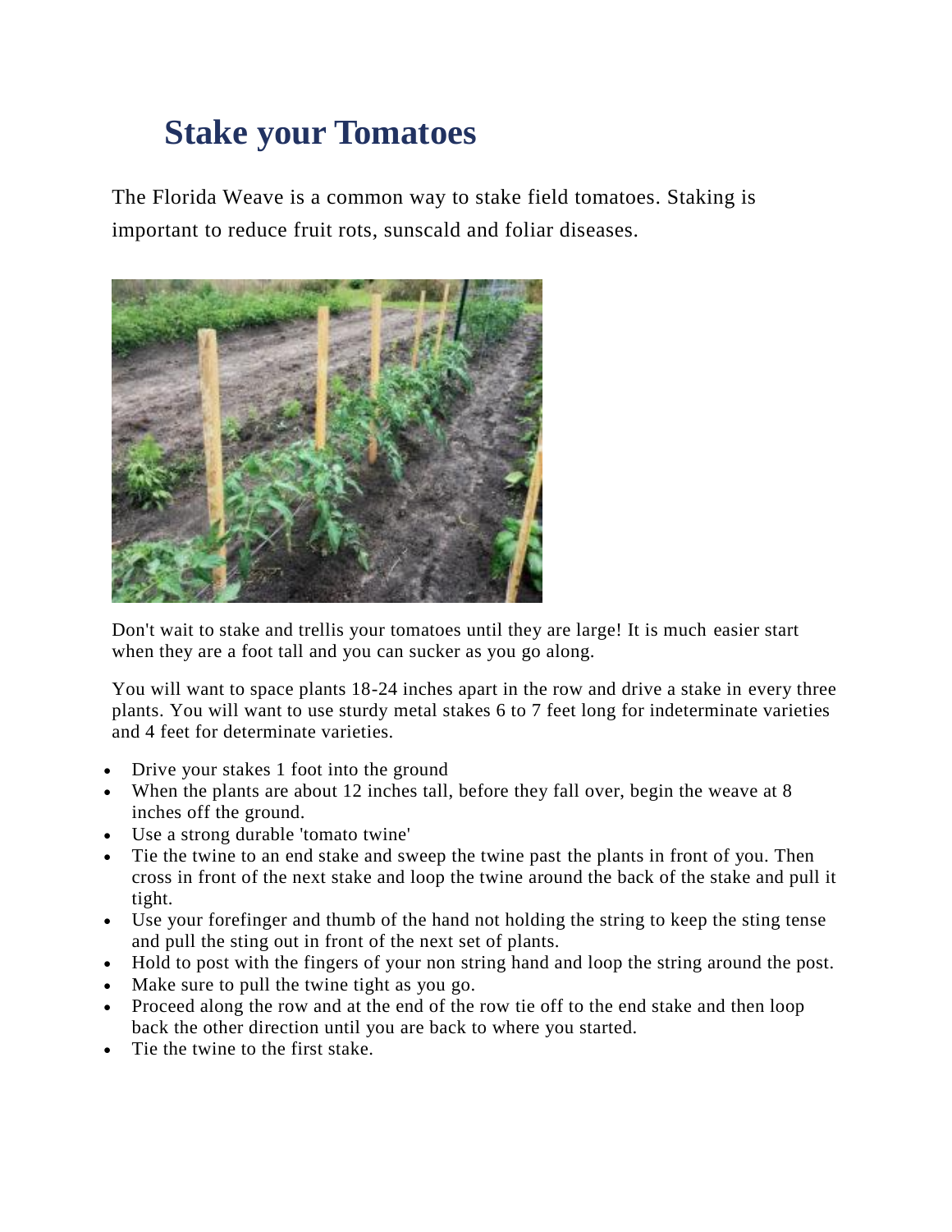# Stake your Tomatoes

The Florida Weave is a common way to stake field tomatoes. Staking is important to reduce fruit rots, sunscald and foliar diseases.

Don't wait to stake and trellis your tomatoes until they are large! It is much easier start when they are a foot tall and you can sucker as you go along.

You will want to space plants 18-24 inches apart in the row and drive a stake in every three plants. You will want to use sturdy metal stakes 6 to 7 feet long for indeterminate varieties and 4 feet for determinate varieties.

- Drive your stakes 1 foot into the ground
- When the plants are about 12 inches tall, before they fall over, begin the weave at 8 inches off the ground.
- Use a strong durable 'tomato twine'
- Tie the twine to an end stake and sweep the twine past the plants in front of you. Then cross in front of the next stake and loop the twine around the back of the stake and pull it tight.
- Use your forefinger and thumb of the hand not holding the string to keep the sting tense and pull the sting out in front of the next set of plants.
- Hold to post with the fingers of your non string hand and loop the string around the post.
- Make sure to pull the twine tight as you go.
- Proceed along the row and at the end of the row tie off to the end stake and then loop back the other direction until you are back to where you started.
- Tie the twine to the first stake.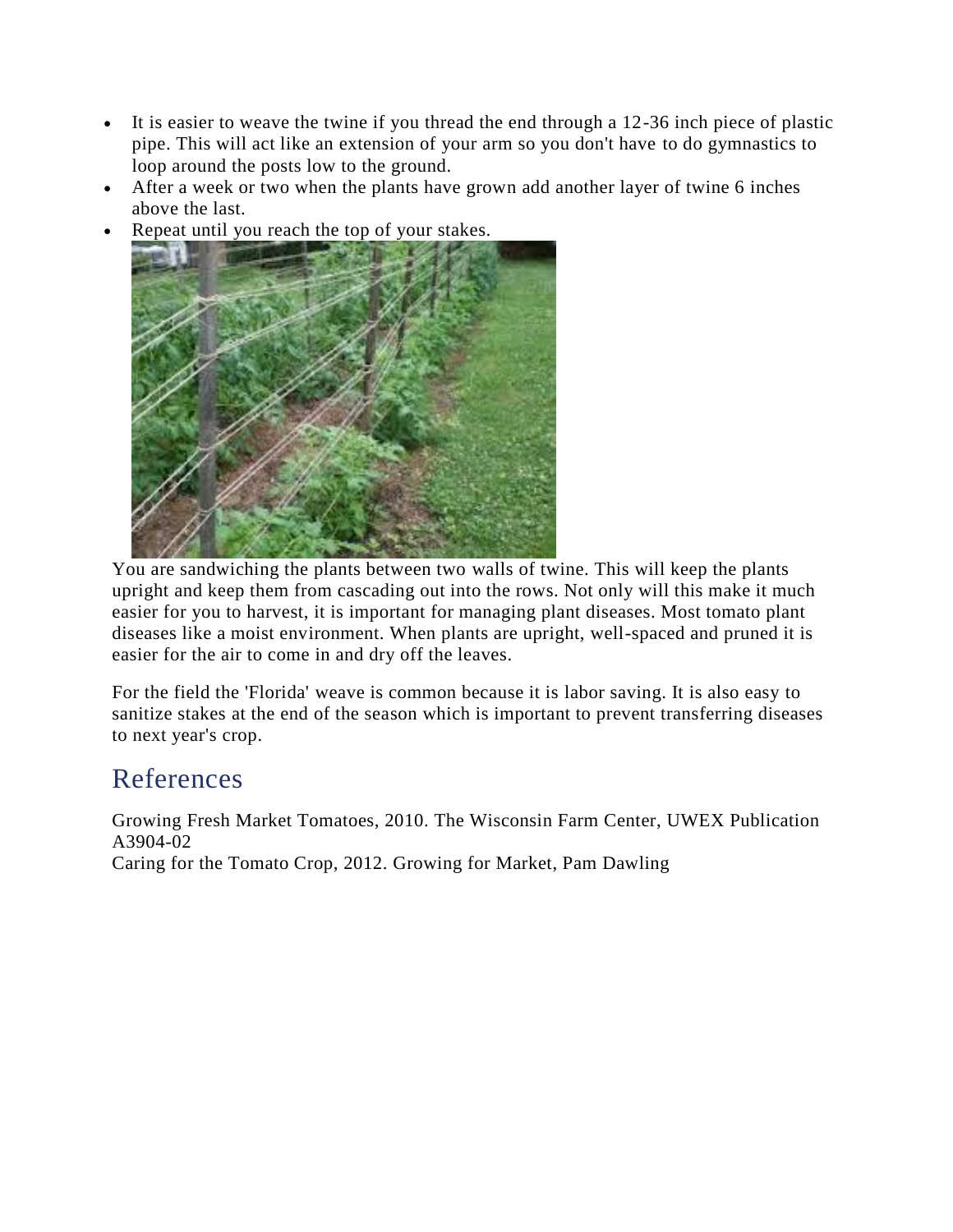- It is easier to weave the twine if you thread the end through a 12-36 inch piece of plastic pipe. This will act like an extension of your arm so you don't have to do gymnastics to loop around the posts low to the ground.
- After a week or two when the plants have grown add another layer of twine 6 inches above the last.
- Repeat until you reach the top of your stakes.

You are sandwiching the plants between two walls of twine. This will keep the plants upright and keep them from cascading out into the rows. Not only will this make it much easier for you to harvest, it is important for managing plant diseases. Most tomato plant diseases like a moist environment. When plants are upright, well-spaced and pruned it is easier for the air to come in and dry off the leaves.

For the field the 'Florida' weave is common because it is labor saving. It is also easy to sanitize stakes at the end of the season which is important to prevent transferring diseases to next year's crop.

## References

Growing Fresh Market Tomatoes, 2010. The Wisconsin Farm Center, UWEX Publication A3904-02
Caring for the Tomato Crop, 2012. Growing for Market, Pam Dawling